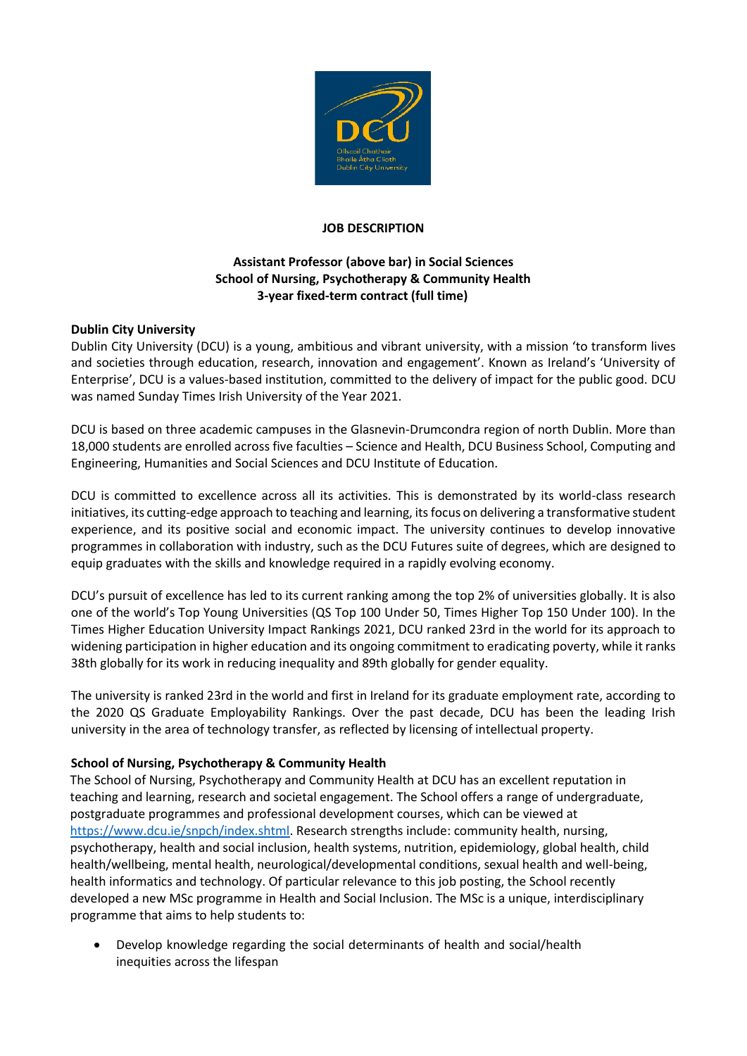**JOB DESCRIPTION**

**Assistant Professor (above bar) in Social Sciences**
**School of Nursing, Psychotherapy & Community Health**
**3-year fixed-term contract (full time)**

**Dublin City University**

Dublin City University (DCU) is a young, ambitious and vibrant university, with a mission 'to transform lives and societies through education, research, innovation and engagement'. Known as Ireland's 'University of Enterprise', DCU is a values-based institution, committed to the delivery of impact for the public good. DCU was named Sunday Times Irish University of the Year 2021.

DCU is based on three academic campuses in the Glasnevin-Drumcondra region of north Dublin. More than 18,000 students are enrolled across five faculties – Science and Health, DCU Business School, Computing and Engineering, Humanities and Social Sciences and DCU Institute of Education.

DCU is committed to excellence across all its activities. This is demonstrated by its world-class research initiatives, its cutting-edge approach to teaching and learning, its focus on delivering a transformative student experience, and its positive social and economic impact. The university continues to develop innovative programmes in collaboration with industry, such as the DCU Futures suite of degrees, which are designed to equip graduates with the skills and knowledge required in a rapidly evolving economy.

DCU's pursuit of excellence has led to its current ranking among the top 2% of universities globally. It is also one of the world's Top Young Universities (QS Top 100 Under 50, Times Higher Top 150 Under 100). In the Times Higher Education University Impact Rankings 2021, DCU ranked 23rd in the world for its approach to widening participation in higher education and its ongoing commitment to eradicating poverty, while it ranks 38th globally for its work in reducing inequality and 89th globally for gender equality.

The university is ranked 23rd in the world and first in Ireland for its graduate employment rate, according to the 2020 QS Graduate Employability Rankings. Over the past decade, DCU has been the leading Irish university in the area of technology transfer, as reflected by licensing of intellectual property.

**School of Nursing, Psychotherapy & Community Health**

The School of Nursing, Psychotherapy and Community Health at DCU has an excellent reputation in teaching and learning, research and societal engagement. The School offers a range of undergraduate, postgraduate programmes and professional development courses, which can be viewed at [https://www.dcu.ie/snpch/index.shtml](https://www.dcu.ie/snpch/index.shtml). Research strengths include: community health, nursing, psychotherapy, health and social inclusion, health systems, nutrition, epidemiology, global health, child health/wellbeing, mental health, neurological/developmental conditions, sexual health and well-being, health informatics and technology. Of particular relevance to this job posting, the School recently developed a new MSc programme in Health and Social Inclusion. The MSc is a unique, interdisciplinary programme that aims to help students to:

- Develop knowledge regarding the social determinants of health and social/health inequities across the lifespan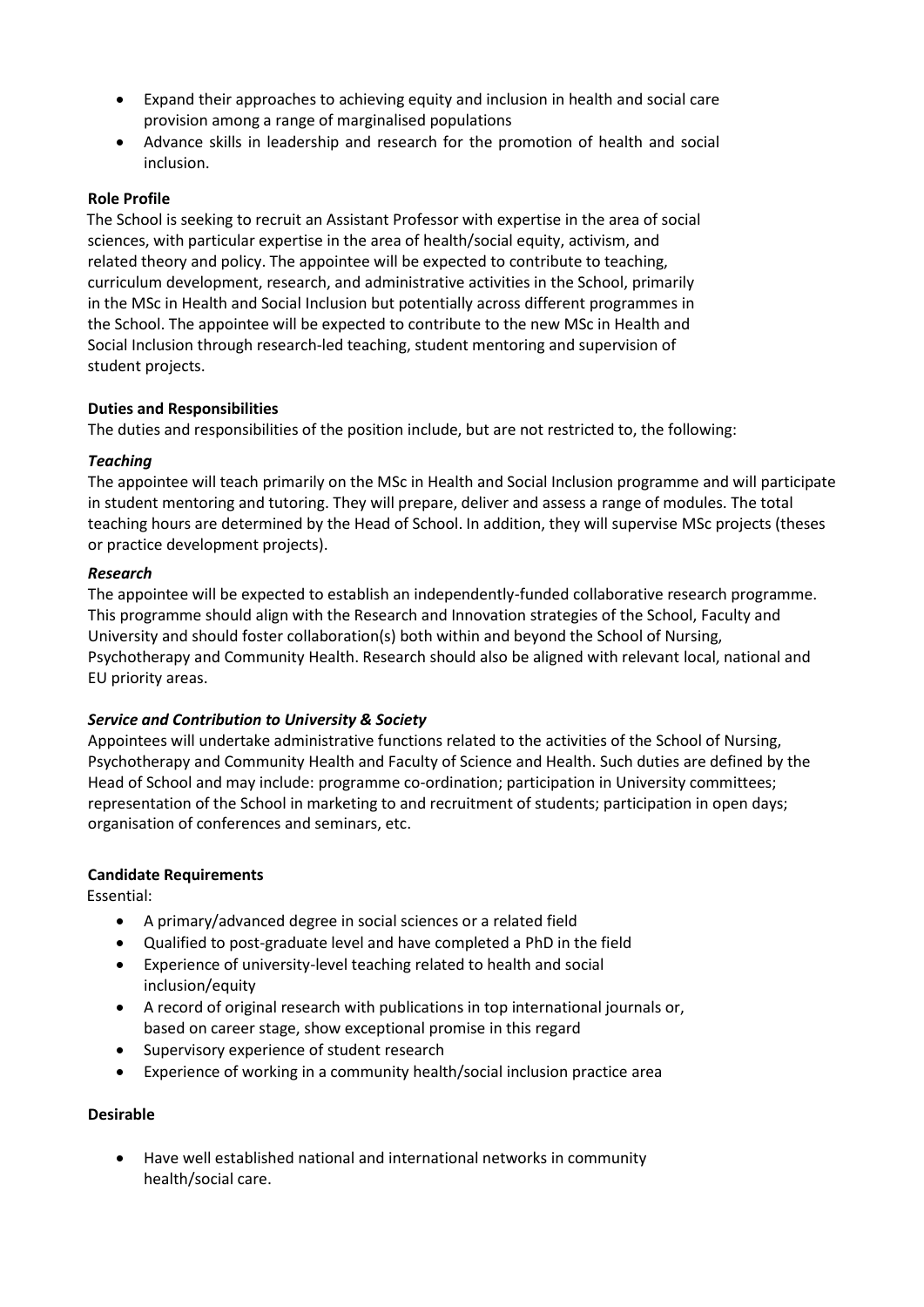- Expand their approaches to achieving equity and inclusion in health and social care provision among a range of marginalised populations
- Advance skills in leadership and research for the promotion of health and social inclusion.

**Role Profile**

The School is seeking to recruit an Assistant Professor with expertise in the area of social sciences, with particular expertise in the area of health/social equity, activism, and related theory and policy. The appointee will be expected to contribute to teaching, curriculum development, research, and administrative activities in the School, primarily in the MSc in Health and Social Inclusion but potentially across different programmes in the School. The appointee will be expected to contribute to the new MSc in Health and Social Inclusion through research-led teaching, student mentoring and supervision of student projects.

**Duties and Responsibilities**

The duties and responsibilities of the position include, but are not restricted to, the following:

***Teaching***

The appointee will teach primarily on the MSc in Health and Social Inclusion programme and will participate in student mentoring and tutoring. They will prepare, deliver and assess a range of modules. The total teaching hours are determined by the Head of School. In addition, they will supervise MSc projects (theses or practice development projects).

***Research***

The appointee will be expected to establish an independently-funded collaborative research programme. This programme should align with the Research and Innovation strategies of the School, Faculty and University and should foster collaboration(s) both within and beyond the School of Nursing, Psychotherapy and Community Health. Research should also be aligned with relevant local, national and EU priority areas.

***Service and Contribution to University & Society***

Appointees will undertake administrative functions related to the activities of the School of Nursing, Psychotherapy and Community Health and Faculty of Science and Health. Such duties are defined by the Head of School and may include: programme co-ordination; participation in University committees; representation of the School in marketing to and recruitment of students; participation in open days; organisation of conferences and seminars, etc.

**Candidate Requirements**

Essential:

- A primary/advanced degree in social sciences or a related field
- Qualified to post-graduate level and have completed a PhD in the field
- Experience of university-level teaching related to health and social inclusion/equity
- A record of original research with publications in top international journals or, based on career stage, show exceptional promise in this regard
- Supervisory experience of student research
- Experience of working in a community health/social inclusion practice area

**Desirable**

- Have well established national and international networks in community health/social care.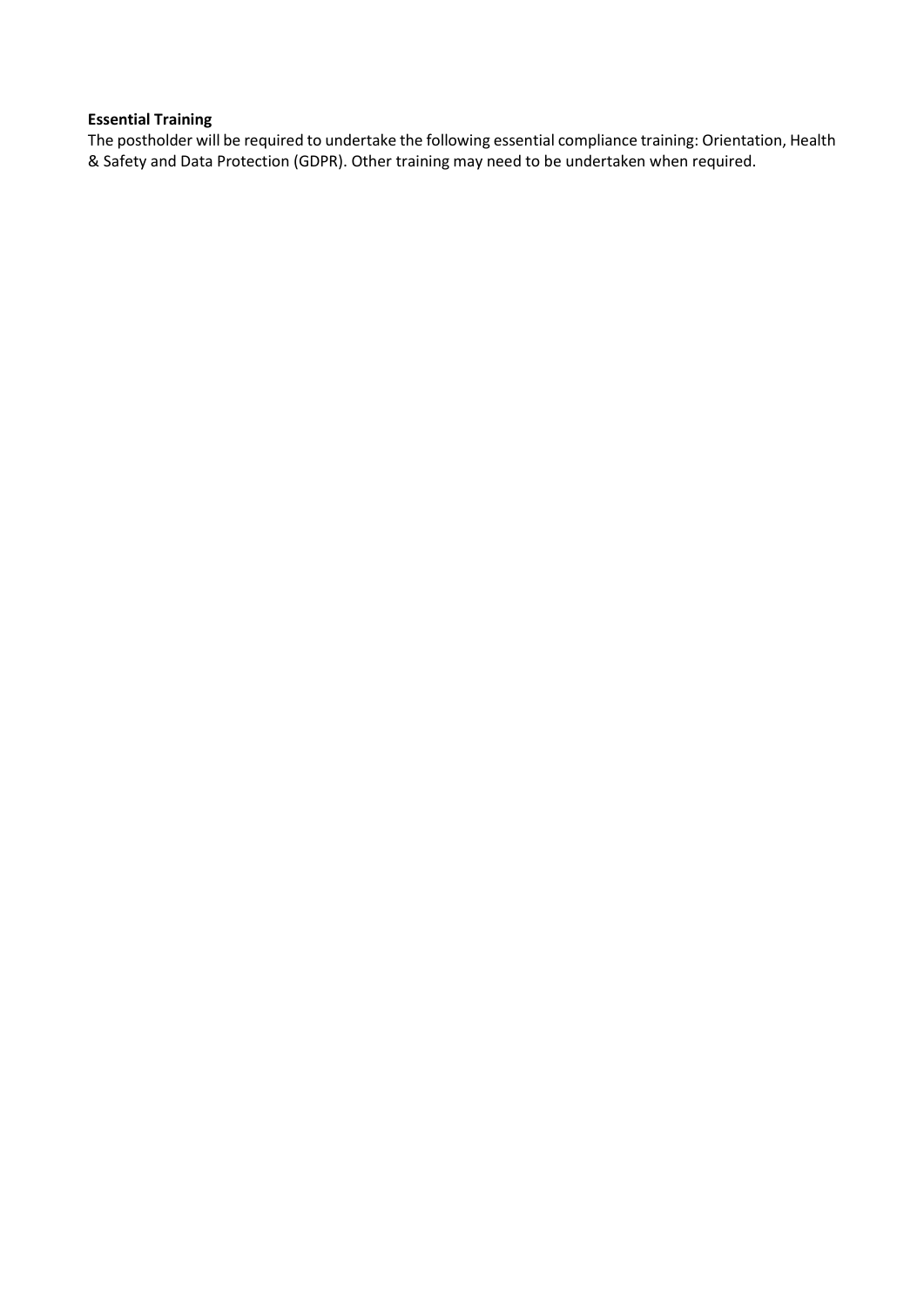**Essential Training**

The postholder will be required to undertake the following essential compliance training: Orientation, Health & Safety and Data Protection (GDPR). Other training may need to be undertaken when required.